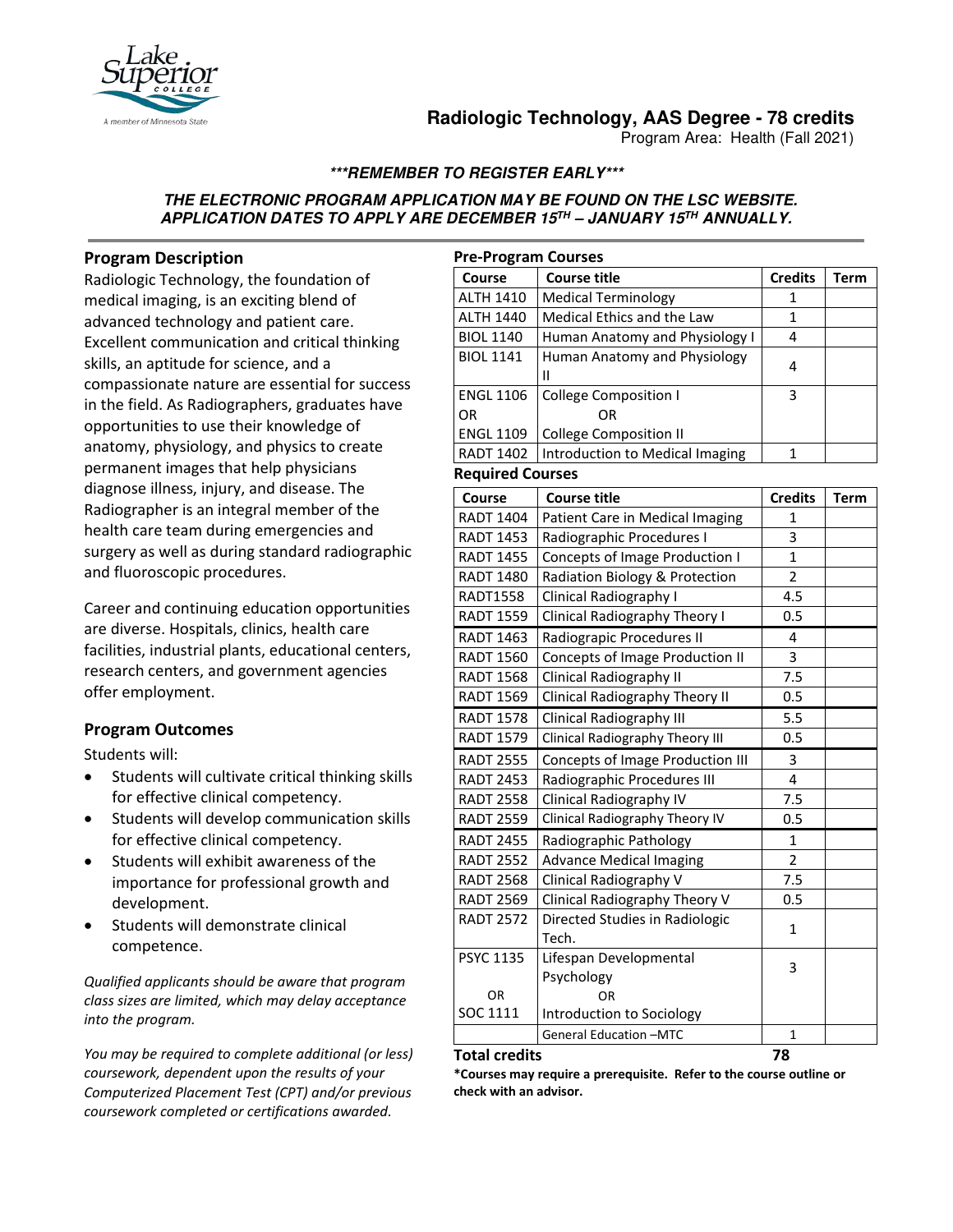# Radiologic Technology, AAS Degree - 78 credits

Program Area: Health (Fall 2021)

***REMEMBER TO REGISTER EARLY***

**THE ELECTRONIC PROGRAM APPLICATION MAY BE FOUND ON THE LSC WEBSITE. APPLICATION DATES TO APPLY ARE DECEMBER 15TH – JANUARY 15TH ANNUALLY.**

## Program Description

Radiologic Technology, the foundation of medical imaging, is an exciting blend of advanced technology and patient care. Excellent communication and critical thinking skills, an aptitude for science, and a compassionate nature are essential for success in the field. As Radiographers, graduates have opportunities to use their knowledge of anatomy, physiology, and physics to create permanent images that help physicians diagnose illness, injury, and disease. The Radiographer is an integral member of the health care team during emergencies and surgery as well as during standard radiographic and fluoroscopic procedures.

Career and continuing education opportunities are diverse. Hospitals, clinics, health care facilities, industrial plants, educational centers, research centers, and government agencies offer employment.

## Program Outcomes

Students will:

- Students will cultivate critical thinking skills for effective clinical competency.
- Students will develop communication skills for effective clinical competency.
- Students will exhibit awareness of the importance for professional growth and development.
- Students will demonstrate clinical competence.

*Qualified applicants should be aware that program class sizes are limited, which may delay acceptance into the program.*

*You may be required to complete additional (or less) coursework, dependent upon the results of your Computerized Placement Test (CPT) and/or previous coursework completed or certifications awarded.*

### Pre-Program Courses

| Course | Course title | Credits | Term |
|---|---|---|---|
| ALTH 1410 | Medical Terminology | 1 | |
| ALTH 1440 | Medical Ethics and the Law | 1 | |
| BIOL 1140 | Human Anatomy and Physiology I | 4 | |
| BIOL 1141 | Human Anatomy and Physiology II | 4 | |
| ENGL 1106 OR ENGL 1109 | College Composition I OR College Composition II | 3 | |
| RADT 1402 | Introduction to Medical Imaging | 1 | |

### Required Courses

| Course | Course title | Credits | Term |
|---|---|---|---|
| RADT 1404 | Patient Care in Medical Imaging | 1 | |
| RADT 1453 | Radiographic Procedures I | 3 | |
| RADT 1455 | Concepts of Image Production I | 1 | |
| RADT 1480 | Radiation Biology & Protection | 2 | |
| RADT1558 | Clinical Radiography I | 4.5 | |
| RADT 1559 | Clinical Radiography Theory I | 0.5 | |
| RADT 1463 | Radiograpic Procedures II | 4 | |
| RADT 1560 | Concepts of Image Production II | 3 | |
| RADT 1568 | Clinical Radiography II | 7.5 | |
| RADT 1569 | Clinical Radiography Theory II | 0.5 | |
| RADT 1578 | Clinical Radiography III | 5.5 | |
| RADT 1579 | Clinical Radiography Theory III | 0.5 | |
| RADT 2555 | Concepts of Image Production III | 3 | |
| RADT 2453 | Radiographic Procedures III | 4 | |
| RADT 2558 | Clinical Radiography IV | 7.5 | |
| RADT 2559 | Clinical Radiography Theory IV | 0.5 | |
| RADT 2455 | Radiographic Pathology | 1 | |
| RADT 2552 | Advance Medical Imaging | 2 | |
| RADT 2568 | Clinical Radiography V | 7.5 | |
| RADT 2569 | Clinical Radiography Theory V | 0.5 | |
| RADT 2572 | Directed Studies in Radiologic Tech. | 1 | |
| PSYC 1135 OR SOC 1111 | Lifespan Developmental Psychology OR Introduction to Sociology | 3 | |
| | General Education –MTC | 1 | |

**Total credits 78**

**\*Courses may require a prerequisite. Refer to the course outline or check with an advisor.**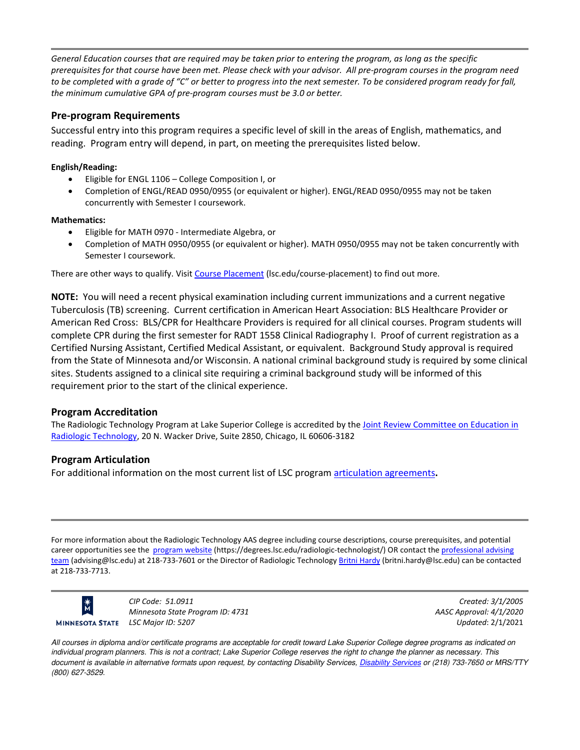*General Education courses that are required may be taken prior to entering the program, as long as the specific prerequisites for that course have been met. Please check with your advisor. All pre-program courses in the program need to be completed with a grade of "C" or better to progress into the next semester. To be considered program ready for fall, the minimum cumulative GPA of pre-program courses must be 3.0 or better.*

## Pre-program Requirements

Successful entry into this program requires a specific level of skill in the areas of English, mathematics, and reading. Program entry will depend, in part, on meeting the prerequisites listed below.

**English/Reading:**

- Eligible for ENGL 1106 – College Composition I, or
- Completion of ENGL/READ 0950/0955 (or equivalent or higher). ENGL/READ 0950/0955 may not be taken concurrently with Semester I coursework.

**Mathematics:**

- Eligible for MATH 0970 - Intermediate Algebra, or
- Completion of MATH 0950/0955 (or equivalent or higher). MATH 0950/0955 may not be taken concurrently with Semester I coursework.

There are other ways to qualify. Visit Course Placement (lsc.edu/course-placement) to find out more.

**NOTE:** You will need a recent physical examination including current immunizations and a current negative Tuberculosis (TB) screening. Current certification in American Heart Association: BLS Healthcare Provider or American Red Cross: BLS/CPR for Healthcare Providers is required for all clinical courses. Program students will complete CPR during the first semester for RADT 1558 Clinical Radiography I. Proof of current registration as a Certified Nursing Assistant, Certified Medical Assistant, or equivalent. Background Study approval is required from the State of Minnesota and/or Wisconsin. A national criminal background study is required by some clinical sites. Students assigned to a clinical site requiring a criminal background study will be informed of this requirement prior to the start of the clinical experience.

## Program Accreditation

The Radiologic Technology Program at Lake Superior College is accredited by the Joint Review Committee on Education in Radiologic Technology, 20 N. Wacker Drive, Suite 2850, Chicago, IL 60606-3182

## Program Articulation

For additional information on the most current list of LSC program articulation agreements**.**

For more information about the Radiologic Technology AAS degree including course descriptions, course prerequisites, and potential career opportunities see the program website (https://degrees.lsc.edu/radiologic-technologist/) OR contact the professional advising team (advising@lsc.edu) at 218-733-7601 or the Director of Radiologic Technology Britni Hardy (britni.hardy@lsc.edu) can be contacted at 218-733-7713.

MINNESOTA STATE

*CIP Code: 51.0911*
*Minnesota State Program ID: 4731*
*LSC Major ID: 5207*

*Created: 3/1/2005*
*AASC Approval: 4/1/2020*
*Updated: 2/1/2021*

*All courses in diploma and/or certificate programs are acceptable for credit toward Lake Superior College degree programs as indicated on individual program planners. This is not a contract; Lake Superior College reserves the right to change the planner as necessary. This document is available in alternative formats upon request, by contacting Disability Services, Disability Services or (218) 733-7650 or MRS/TTY (800) 627-3529.*